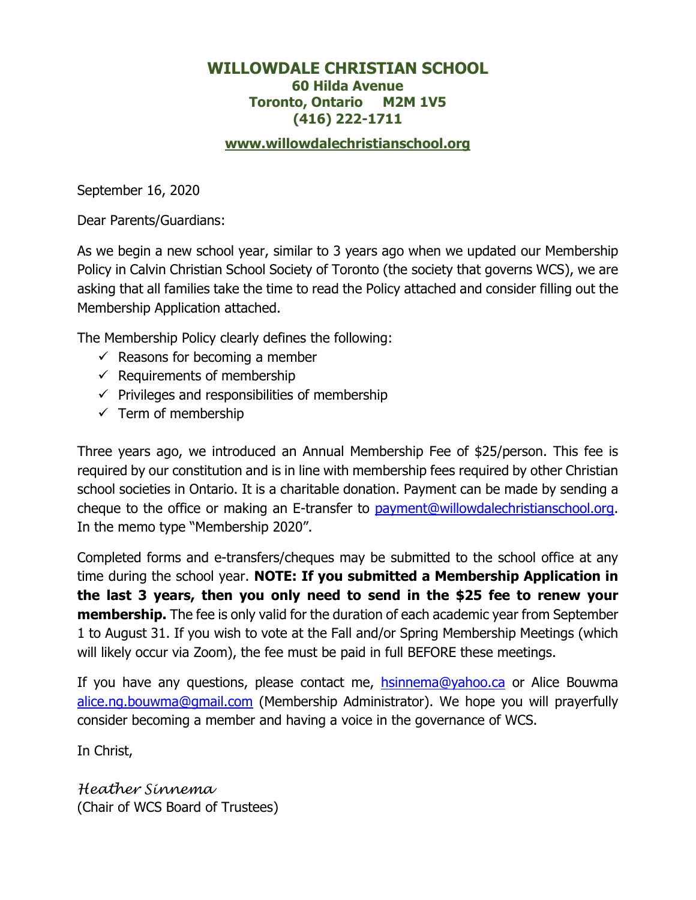# WILLOWDALE CHRISTIAN SCHOOL

**60 Hilda Avenue**
**Toronto, Ontario M2M 1V5**
**(416) 222-1711**

**www.willowdalechristianschool.org**

September 16, 2020

Dear Parents/Guardians:

As we begin a new school year, similar to 3 years ago when we updated our Membership Policy in Calvin Christian School Society of Toronto (the society that governs WCS), we are asking that all families take the time to read the Policy attached and consider filling out the Membership Application attached.

The Membership Policy clearly defines the following:

- ✓ Reasons for becoming a member
- ✓ Requirements of membership
- ✓ Privileges and responsibilities of membership
- ✓ Term of membership

Three years ago, we introduced an Annual Membership Fee of $25/person. This fee is required by our constitution and is in line with membership fees required by other Christian school societies in Ontario. It is a charitable donation. Payment can be made by sending a cheque to the office or making an E-transfer to payment@willowdalechristianschool.org. In the memo type "Membership 2020".

Completed forms and e-transfers/cheques may be submitted to the school office at any time during the school year. **NOTE: If you submitted a Membership Application in the last 3 years, then you only need to send in the $25 fee to renew your membership.** The fee is only valid for the duration of each academic year from September 1 to August 31. If you wish to vote at the Fall and/or Spring Membership Meetings (which will likely occur via Zoom), the fee must be paid in full BEFORE these meetings.

If you have any questions, please contact me, hsinnema@yahoo.ca or Alice Bouwma alice.ng.bouwma@gmail.com (Membership Administrator). We hope you will prayerfully consider becoming a member and having a voice in the governance of WCS.

In Christ,

*Heather Sinnema*
(Chair of WCS Board of Trustees)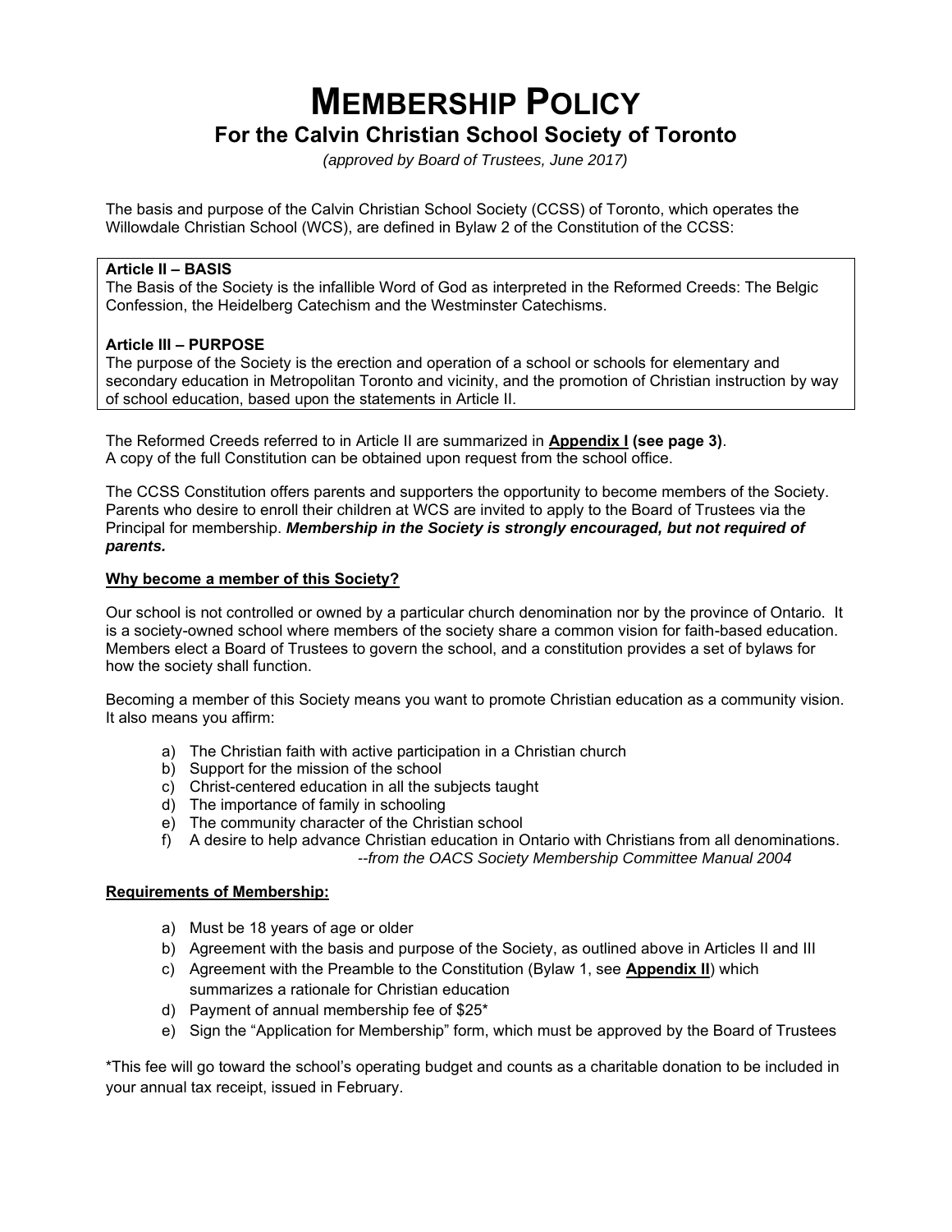# MEMBERSHIP POLICY

## For the Calvin Christian School Society of Toronto

*(approved by Board of Trustees, June 2017)*

The basis and purpose of the Calvin Christian School Society (CCSS) of Toronto, which operates the Willowdale Christian School (WCS), are defined in Bylaw 2 of the Constitution of the CCSS:

> **Article II – BASIS**
> The Basis of the Society is the infallible Word of God as interpreted in the Reformed Creeds: The Belgic Confession, the Heidelberg Catechism and the Westminster Catechisms.
>
> **Article III – PURPOSE**
> The purpose of the Society is the erection and operation of a school or schools for elementary and secondary education in Metropolitan Toronto and vicinity, and the promotion of Christian instruction by way of school education, based upon the statements in Article II.

The Reformed Creeds referred to in Article II are summarized in **Appendix I (see page 3)**.
A copy of the full Constitution can be obtained upon request from the school office.

The CCSS Constitution offers parents and supporters the opportunity to become members of the Society. Parents who desire to enroll their children at WCS are invited to apply to the Board of Trustees via the Principal for membership. ***Membership in the Society is strongly encouraged, but not required of parents.***

### Why become a member of this Society?

Our school is not controlled or owned by a particular church denomination nor by the province of Ontario. It is a society-owned school where members of the society share a common vision for faith-based education. Members elect a Board of Trustees to govern the school, and a constitution provides a set of bylaws for how the society shall function.

Becoming a member of this Society means you want to promote Christian education as a community vision. It also means you affirm:

a) The Christian faith with active participation in a Christian church
b) Support for the mission of the school
c) Christ-centered education in all the subjects taught
d) The importance of family in schooling
e) The community character of the Christian school
f) A desire to help advance Christian education in Ontario with Christians from all denominations.

*--from the OACS Society Membership Committee Manual 2004*

### Requirements of Membership:

a) Must be 18 years of age or older
b) Agreement with the basis and purpose of the Society, as outlined above in Articles II and III
c) Agreement with the Preamble to the Constitution (Bylaw 1, see **Appendix II**) which summarizes a rationale for Christian education
d) Payment of annual membership fee of $25*
e) Sign the "Application for Membership" form, which must be approved by the Board of Trustees

*This fee will go toward the school's operating budget and counts as a charitable donation to be included in your annual tax receipt, issued in February.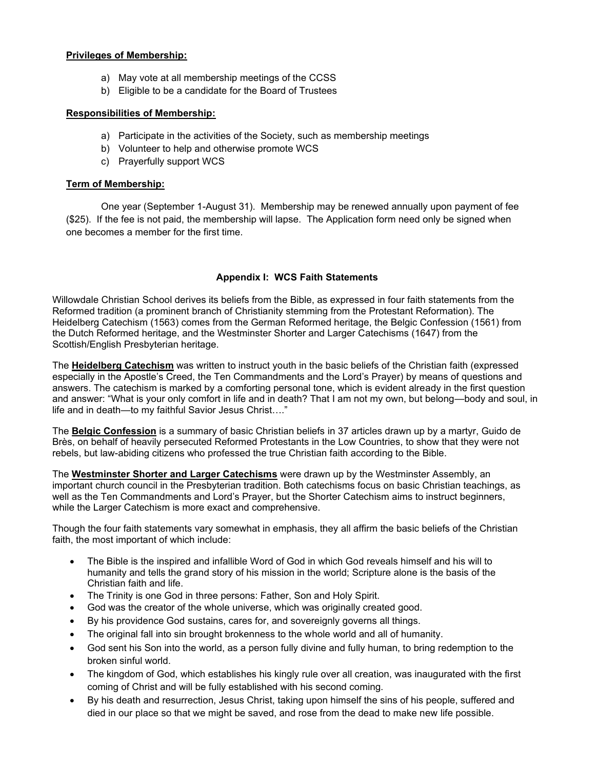**Privileges of Membership:**

a) May vote at all membership meetings of the CCSS
b) Eligible to be a candidate for the Board of Trustees

**Responsibilities of Membership:**

a) Participate in the activities of the Society, such as membership meetings
b) Volunteer to help and otherwise promote WCS
c) Prayerfully support WCS

**Term of Membership:**

One year (September 1-August 31). Membership may be renewed annually upon payment of fee ($25). If the fee is not paid, the membership will lapse. The Application form need only be signed when one becomes a member for the first time.

## Appendix I: WCS Faith Statements

Willowdale Christian School derives its beliefs from the Bible, as expressed in four faith statements from the Reformed tradition (a prominent branch of Christianity stemming from the Protestant Reformation). The Heidelberg Catechism (1563) comes from the German Reformed heritage, the Belgic Confession (1561) from the Dutch Reformed heritage, and the Westminster Shorter and Larger Catechisms (1647) from the Scottish/English Presbyterian heritage.

The **Heidelberg Catechism** was written to instruct youth in the basic beliefs of the Christian faith (expressed especially in the Apostle's Creed, the Ten Commandments and the Lord's Prayer) by means of questions and answers. The catechism is marked by a comforting personal tone, which is evident already in the first question and answer: "What is your only comfort in life and in death? That I am not my own, but belong—body and soul, in life and in death—to my faithful Savior Jesus Christ…."

The **Belgic Confession** is a summary of basic Christian beliefs in 37 articles drawn up by a martyr, Guido de Brès, on behalf of heavily persecuted Reformed Protestants in the Low Countries, to show that they were not rebels, but law-abiding citizens who professed the true Christian faith according to the Bible.

The **Westminster Shorter and Larger Catechisms** were drawn up by the Westminster Assembly, an important church council in the Presbyterian tradition. Both catechisms focus on basic Christian teachings, as well as the Ten Commandments and Lord's Prayer, but the Shorter Catechism aims to instruct beginners, while the Larger Catechism is more exact and comprehensive.

Though the four faith statements vary somewhat in emphasis, they all affirm the basic beliefs of the Christian faith, the most important of which include:

- The Bible is the inspired and infallible Word of God in which God reveals himself and his will to humanity and tells the grand story of his mission in the world; Scripture alone is the basis of the Christian faith and life.
- The Trinity is one God in three persons: Father, Son and Holy Spirit.
- God was the creator of the whole universe, which was originally created good.
- By his providence God sustains, cares for, and sovereignly governs all things.
- The original fall into sin brought brokenness to the whole world and all of humanity.
- God sent his Son into the world, as a person fully divine and fully human, to bring redemption to the broken sinful world.
- The kingdom of God, which establishes his kingly rule over all creation, was inaugurated with the first coming of Christ and will be fully established with his second coming.
- By his death and resurrection, Jesus Christ, taking upon himself the sins of his people, suffered and died in our place so that we might be saved, and rose from the dead to make new life possible.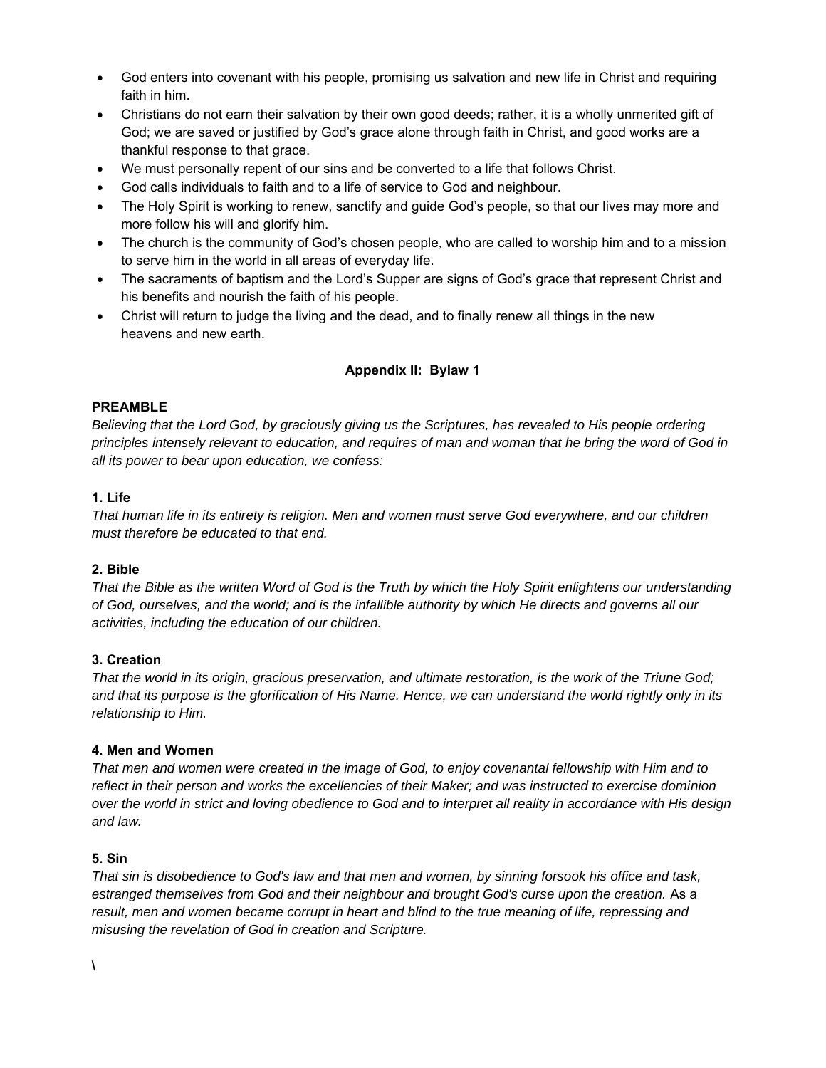- God enters into covenant with his people, promising us salvation and new life in Christ and requiring faith in him.
- Christians do not earn their salvation by their own good deeds; rather, it is a wholly unmerited gift of God; we are saved or justified by God's grace alone through faith in Christ, and good works are a thankful response to that grace.
- We must personally repent of our sins and be converted to a life that follows Christ.
- God calls individuals to faith and to a life of service to God and neighbour.
- The Holy Spirit is working to renew, sanctify and guide God's people, so that our lives may more and more follow his will and glorify him.
- The church is the community of God's chosen people, who are called to worship him and to a mission to serve him in the world in all areas of everyday life.
- The sacraments of baptism and the Lord's Supper are signs of God's grace that represent Christ and his benefits and nourish the faith of his people.
- Christ will return to judge the living and the dead, and to finally renew all things in the new heavens and new earth.

## Appendix II: Bylaw 1

### PREAMBLE

*Believing that the Lord God, by graciously giving us the Scriptures, has revealed to His people ordering principles intensely relevant to education, and requires of man and woman that he bring the word of God in all its power to bear upon education, we confess:*

### 1. Life

*That human life in its entirety is religion. Men and women must serve God everywhere, and our children must therefore be educated to that end.*

### 2. Bible

*That the Bible as the written Word of God is the Truth by which the Holy Spirit enlightens our understanding of God, ourselves, and the world; and is the infallible authority by which He directs and governs all our activities, including the education of our children.*

### 3. Creation

*That the world in its origin, gracious preservation, and ultimate restoration, is the work of the Triune God; and that its purpose is the glorification of His Name. Hence, we can understand the world rightly only in its relationship to Him.*

### 4. Men and Women

*That men and women were created in the image of God, to enjoy covenantal fellowship with Him and to reflect in their person and works the excellencies of their Maker; and was instructed to exercise dominion over the world in strict and loving obedience to God and to interpret all reality in accordance with His design and law.*

### 5. Sin

*That sin is disobedience to God's law and that men and women, by sinning forsook his office and task, estranged themselves from God and their neighbour and brought God's curse upon the creation.* As a *result, men and women became corrupt in heart and blind to the true meaning of life, repressing and misusing the revelation of God in creation and Scripture.*

\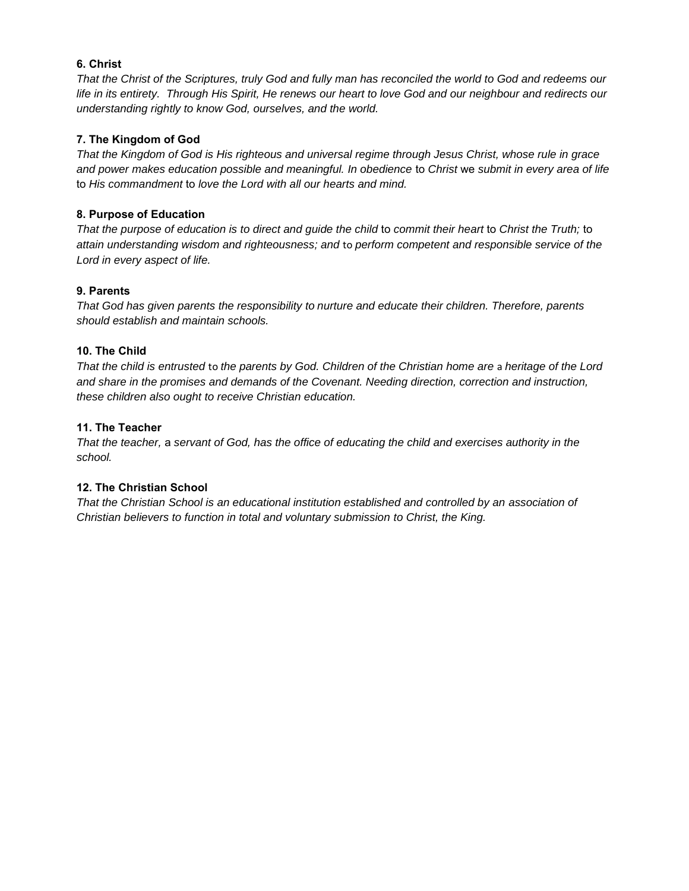**6. Christ**

*That the Christ of the Scriptures, truly God and fully man has reconciled the world to God and redeems our life in its entirety. Through His Spirit, He renews our heart to love God and our neighbour and redirects our understanding rightly to know God, ourselves, and the world.*

**7. The Kingdom of God**

*That the Kingdom of God is His righteous and universal regime through Jesus Christ, whose rule in grace and power makes education possible and meaningful. In obedience* to *Christ* we *submit in every area of life* to *His commandment* to *love the Lord with all our hearts and mind.*

**8. Purpose of Education**

*That the purpose of education is to direct and guide the child* to *commit their heart* to *Christ the Truth;* to *attain understanding wisdom and righteousness; and* to *perform competent and responsible service of the Lord in every aspect of life.*

**9. Parents**

*That God has given parents the responsibility to nurture and educate their children. Therefore, parents should establish and maintain schools.*

**10. The Child**

*That the child is entrusted* to *the parents by God. Children of the Christian home are* a *heritage of the Lord and share in the promises and demands of the Covenant. Needing direction, correction and instruction, these children also ought to receive Christian education.*

**11. The Teacher**

*That the teacher,* a *servant of God, has the office of educating the child and exercises authority in the school.*

**12. The Christian School**

*That the Christian School is an educational institution established and controlled by an association of Christian believers to function in total and voluntary submission to Christ, the King.*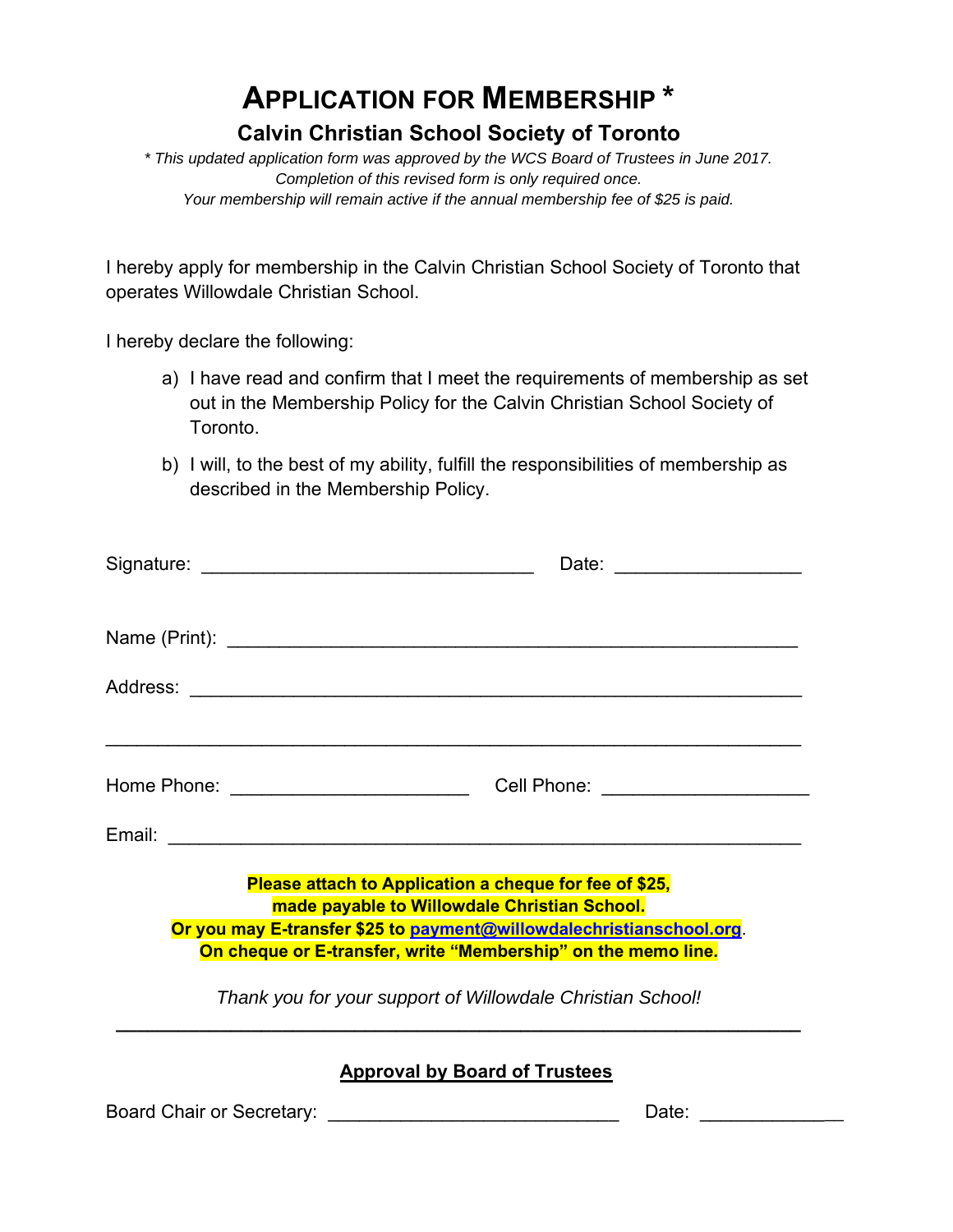# APPLICATION FOR MEMBERSHIP *

## Calvin Christian School Society of Toronto

*\* This updated application form was approved by the WCS Board of Trustees in June 2017.*
*Completion of this revised form is only required once.*
*Your membership will remain active if the annual membership fee of $25 is paid.*

I hereby apply for membership in the Calvin Christian School Society of Toronto that operates Willowdale Christian School.

I hereby declare the following:

a) I have read and confirm that I meet the requirements of membership as set out in the Membership Policy for the Calvin Christian School Society of Toronto.

b) I will, to the best of my ability, fulfill the responsibilities of membership as described in the Membership Policy.

Signature: _______________________________ Date: _________________

Name (Print): _____________________________________________________

Address: _________________________________________________________

__________________________________________________________________

Home Phone: ______________________ Cell Phone: ___________________

Email: ___________________________________________________________

**Please attach to Application a cheque for fee of $25,**
**made payable to Willowdale Christian School.**
**Or you may E-transfer $25 to payment@willowdalechristianschool.org.**
**On cheque or E-transfer, write "Membership" on the memo line.**

*Thank you for your support of Willowdale Christian School!*

---

**Approval by Board of Trustees**

Board Chair or Secretary: ___________________________ Date: _______________